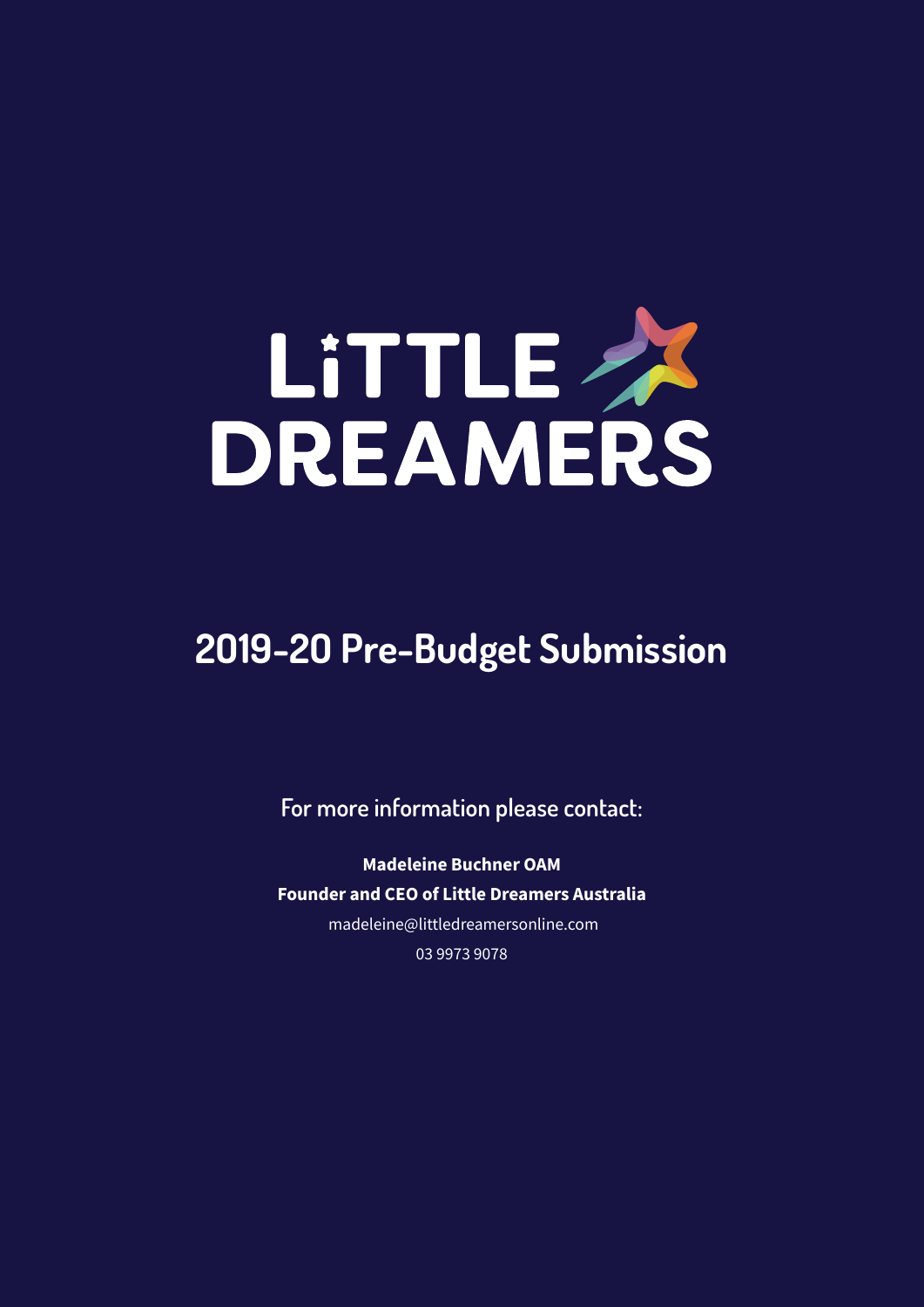# LITTLE DREAMERS

## 2019-20 Pre-Budget Submission

For more information please contact:

**Madeleine Buchner OAM**
**Founder and CEO of Little Dreamers Australia**
madeleine@littledreamersonline.com
03 9973 9078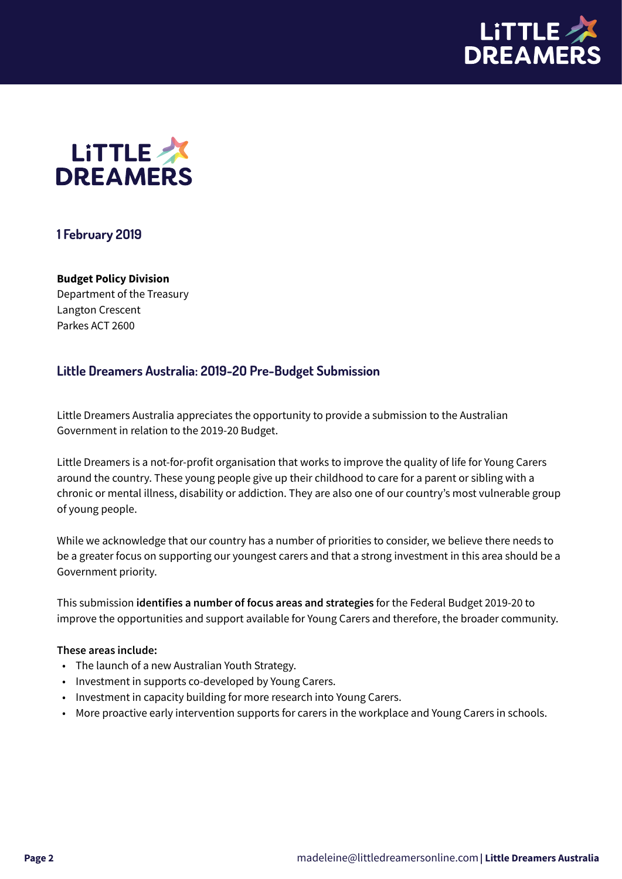1 February 2019

**Budget Policy Division**
Department of the Treasury
Langton Crescent
Parkes ACT 2600

## Little Dreamers Australia: 2019-20 Pre-Budget Submission

Little Dreamers Australia appreciates the opportunity to provide a submission to the Australian Government in relation to the 2019-20 Budget.

Little Dreamers is a not-for-profit organisation that works to improve the quality of life for Young Carers around the country. These young people give up their childhood to care for a parent or sibling with a chronic or mental illness, disability or addiction. They are also one of our country's most vulnerable group of young people.

While we acknowledge that our country has a number of priorities to consider, we believe there needs to be a greater focus on supporting our youngest carers and that a strong investment in this area should be a Government priority.

This submission **identifies a number of focus areas and strategies** for the Federal Budget 2019-20 to improve the opportunities and support available for Young Carers and therefore, the broader community.

**These areas include:**

- The launch of a new Australian Youth Strategy.
- Investment in supports co-developed by Young Carers.
- Investment in capacity building for more research into Young Carers.
- More proactive early intervention supports for carers in the workplace and Young Carers in schools.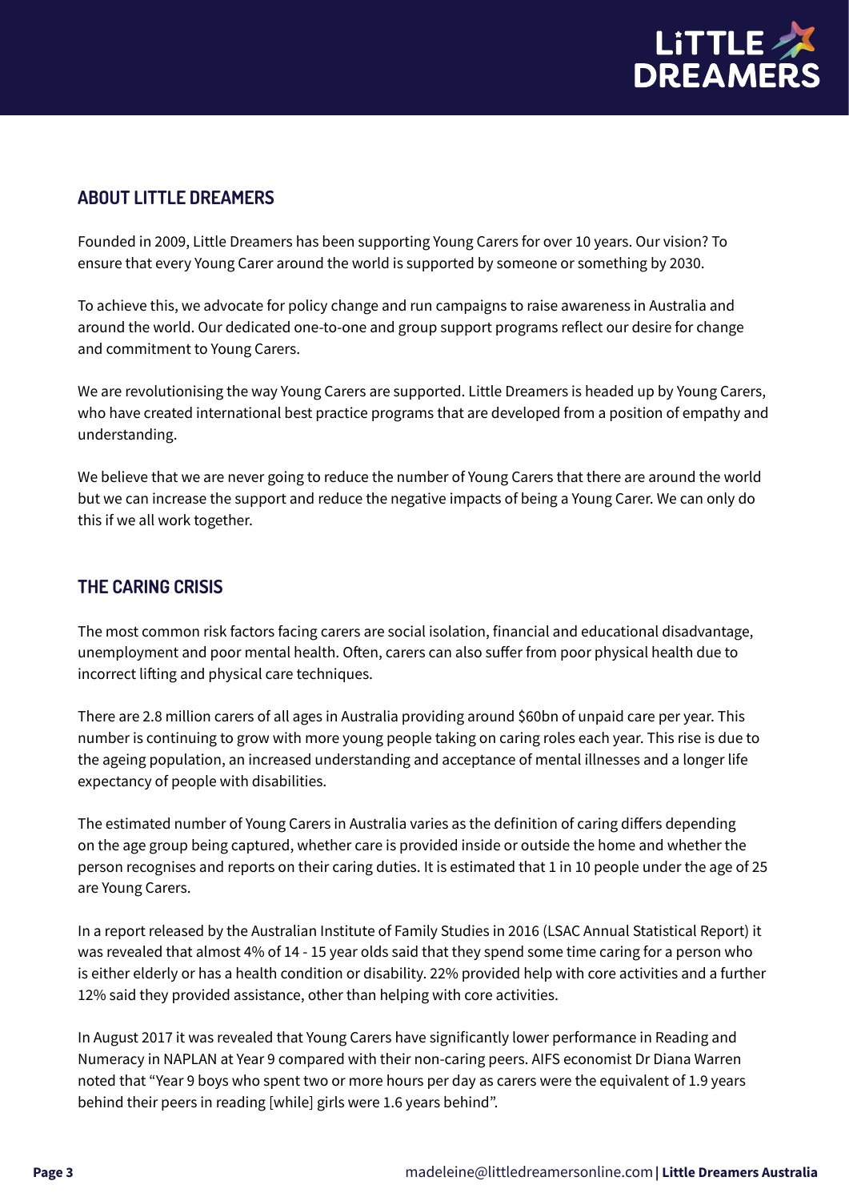## ABOUT LITTLE DREAMERS

Founded in 2009, Little Dreamers has been supporting Young Carers for over 10 years. Our vision? To ensure that every Young Carer around the world is supported by someone or something by 2030.

To achieve this, we advocate for policy change and run campaigns to raise awareness in Australia and around the world. Our dedicated one-to-one and group support programs reflect our desire for change and commitment to Young Carers.

We are revolutionising the way Young Carers are supported. Little Dreamers is headed up by Young Carers, who have created international best practice programs that are developed from a position of empathy and understanding.

We believe that we are never going to reduce the number of Young Carers that there are around the world but we can increase the support and reduce the negative impacts of being a Young Carer. We can only do this if we all work together.

## THE CARING CRISIS

The most common risk factors facing carers are social isolation, financial and educational disadvantage, unemployment and poor mental health. Often, carers can also suffer from poor physical health due to incorrect lifting and physical care techniques.

There are 2.8 million carers of all ages in Australia providing around $60bn of unpaid care per year. This number is continuing to grow with more young people taking on caring roles each year. This rise is due to the ageing population, an increased understanding and acceptance of mental illnesses and a longer life expectancy of people with disabilities.

The estimated number of Young Carers in Australia varies as the definition of caring differs depending on the age group being captured, whether care is provided inside or outside the home and whether the person recognises and reports on their caring duties. It is estimated that 1 in 10 people under the age of 25 are Young Carers.

In a report released by the Australian Institute of Family Studies in 2016 (LSAC Annual Statistical Report) it was revealed that almost 4% of 14 - 15 year olds said that they spend some time caring for a person who is either elderly or has a health condition or disability. 22% provided help with core activities and a further 12% said they provided assistance, other than helping with core activities.

In August 2017 it was revealed that Young Carers have significantly lower performance in Reading and Numeracy in NAPLAN at Year 9 compared with their non-caring peers. AIFS economist Dr Diana Warren noted that "Year 9 boys who spent two or more hours per day as carers were the equivalent of 1.9 years behind their peers in reading [while] girls were 1.6 years behind".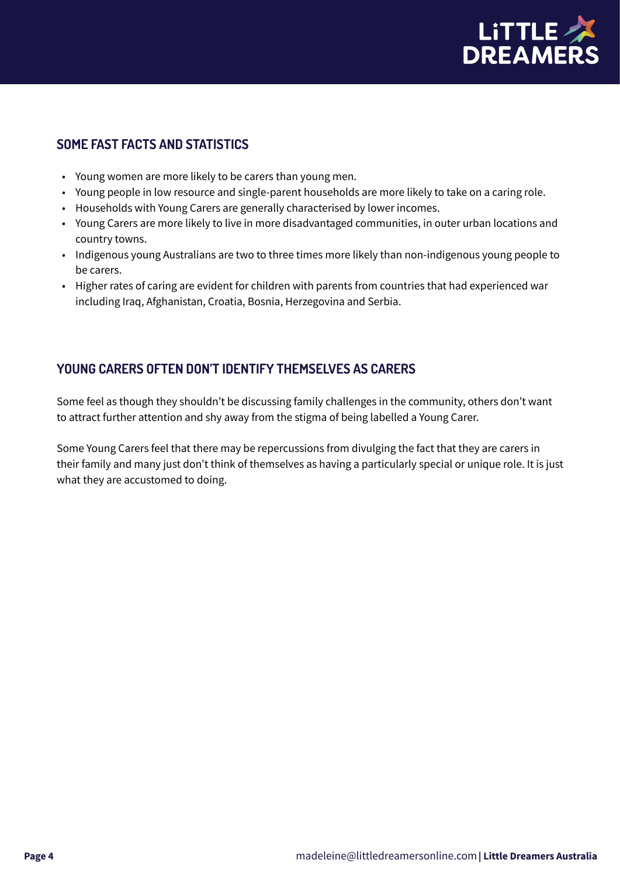## SOME FAST FACTS AND STATISTICS

- Young women are more likely to be carers than young men.
- Young people in low resource and single-parent households are more likely to take on a caring role.
- Households with Young Carers are generally characterised by lower incomes.
- Young Carers are more likely to live in more disadvantaged communities, in outer urban locations and country towns.
- Indigenous young Australians are two to three times more likely than non-indigenous young people to be carers.
- Higher rates of caring are evident for children with parents from countries that had experienced war including Iraq, Afghanistan, Croatia, Bosnia, Herzegovina and Serbia.

## YOUNG CARERS OFTEN DON'T IDENTIFY THEMSELVES AS CARERS

Some feel as though they shouldn't be discussing family challenges in the community, others don't want to attract further attention and shy away from the stigma of being labelled a Young Carer.

Some Young Carers feel that there may be repercussions from divulging the fact that they are carers in their family and many just don't think of themselves as having a particularly special or unique role. It is just what they are accustomed to doing.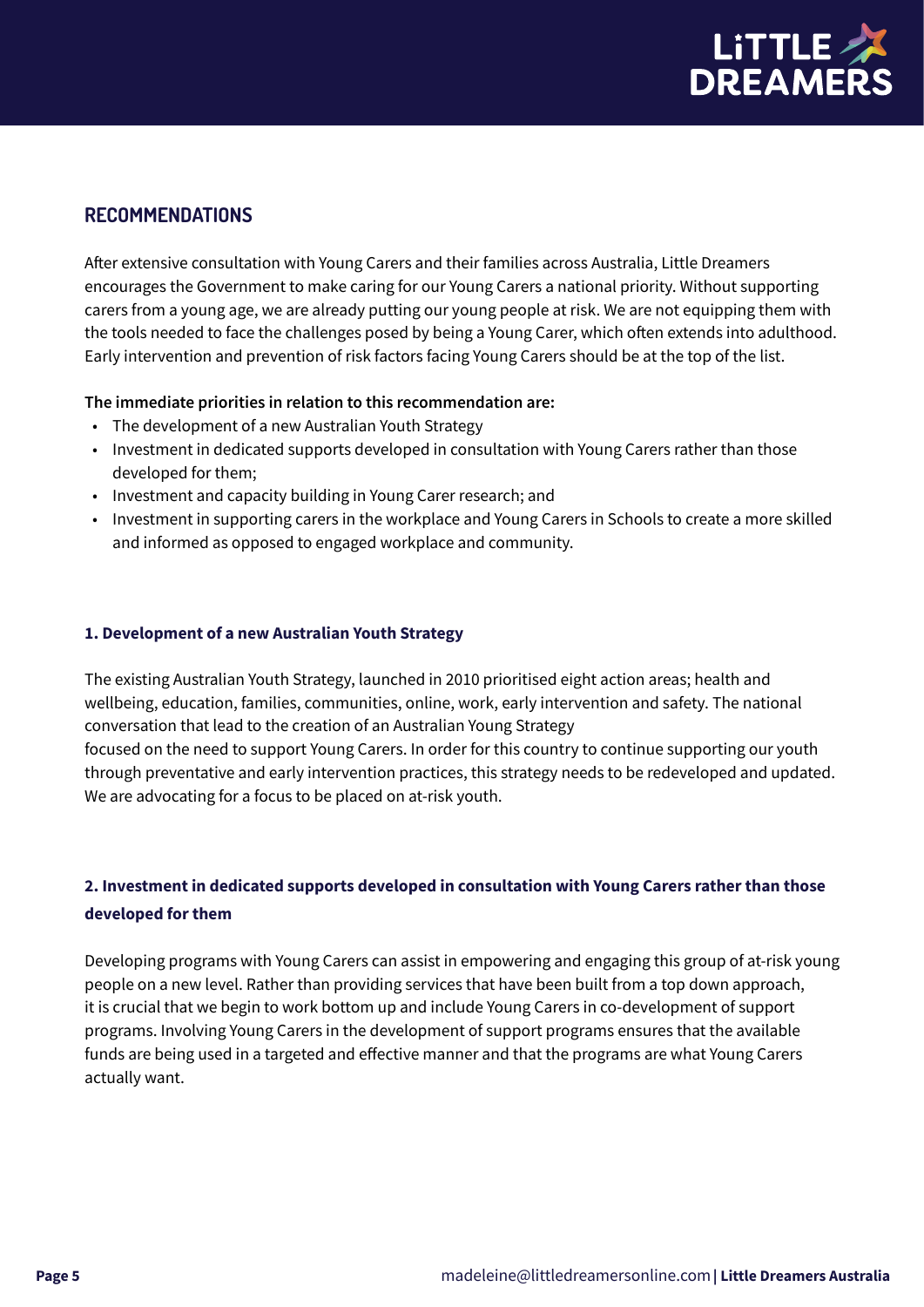## RECOMMENDATIONS

After extensive consultation with Young Carers and their families across Australia, Little Dreamers encourages the Government to make caring for our Young Carers a national priority. Without supporting carers from a young age, we are already putting our young people at risk. We are not equipping them with the tools needed to face the challenges posed by being a Young Carer, which often extends into adulthood. Early intervention and prevention of risk factors facing Young Carers should be at the top of the list.

**The immediate priorities in relation to this recommendation are:**

- The development of a new Australian Youth Strategy
- Investment in dedicated supports developed in consultation with Young Carers rather than those developed for them;
- Investment and capacity building in Young Carer research; and
- Investment in supporting carers in the workplace and Young Carers in Schools to create a more skilled and informed as opposed to engaged workplace and community.

### 1. Development of a new Australian Youth Strategy

The existing Australian Youth Strategy, launched in 2010 prioritised eight action areas; health and wellbeing, education, families, communities, online, work, early intervention and safety. The national conversation that lead to the creation of an Australian Young Strategy focused on the need to support Young Carers. In order for this country to continue supporting our youth through preventative and early intervention practices, this strategy needs to be redeveloped and updated. We are advocating for a focus to be placed on at-risk youth.

### 2. Investment in dedicated supports developed in consultation with Young Carers rather than those developed for them

Developing programs with Young Carers can assist in empowering and engaging this group of at-risk young people on a new level. Rather than providing services that have been built from a top down approach, it is crucial that we begin to work bottom up and include Young Carers in co-development of support programs. Involving Young Carers in the development of support programs ensures that the available funds are being used in a targeted and effective manner and that the programs are what Young Carers actually want.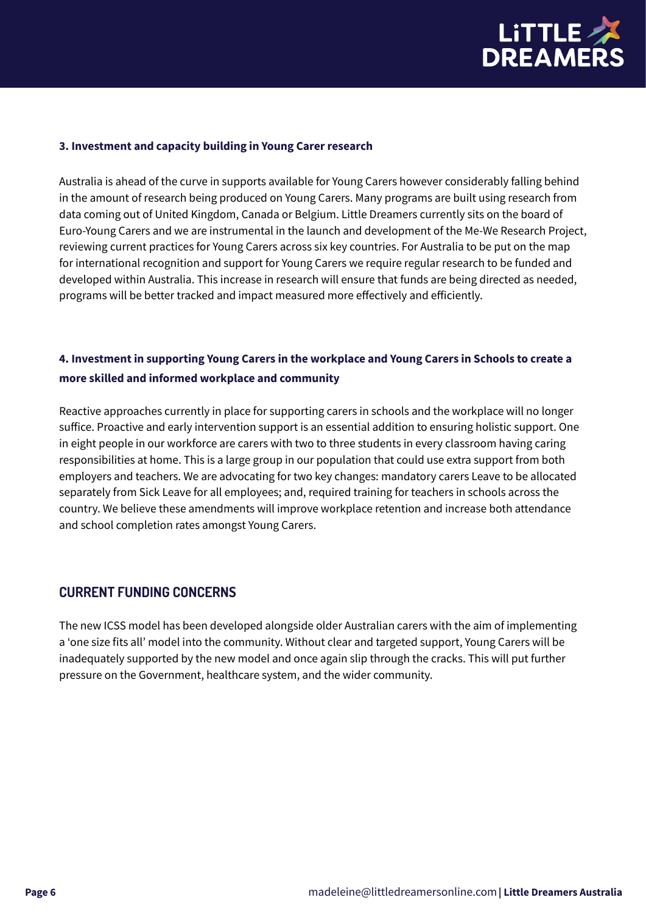### 3. Investment and capacity building in Young Carer research

Australia is ahead of the curve in supports available for Young Carers however considerably falling behind in the amount of research being produced on Young Carers. Many programs are built using research from data coming out of United Kingdom, Canada or Belgium. Little Dreamers currently sits on the board of Euro-Young Carers and we are instrumental in the launch and development of the Me-We Research Project, reviewing current practices for Young Carers across six key countries. For Australia to be put on the map for international recognition and support for Young Carers we require regular research to be funded and developed within Australia. This increase in research will ensure that funds are being directed as needed, programs will be better tracked and impact measured more effectively and efficiently.

### 4. Investment in supporting Young Carers in the workplace and Young Carers in Schools to create a more skilled and informed workplace and community

Reactive approaches currently in place for supporting carers in schools and the workplace will no longer suffice. Proactive and early intervention support is an essential addition to ensuring holistic support. One in eight people in our workforce are carers with two to three students in every classroom having caring responsibilities at home. This is a large group in our population that could use extra support from both employers and teachers. We are advocating for two key changes: mandatory carers Leave to be allocated separately from Sick Leave for all employees; and, required training for teachers in schools across the country. We believe these amendments will improve workplace retention and increase both attendance and school completion rates amongst Young Carers.

## CURRENT FUNDING CONCERNS

The new ICSS model has been developed alongside older Australian carers with the aim of implementing a 'one size fits all' model into the community. Without clear and targeted support, Young Carers will be inadequately supported by the new model and once again slip through the cracks. This will put further pressure on the Government, healthcare system, and the wider community.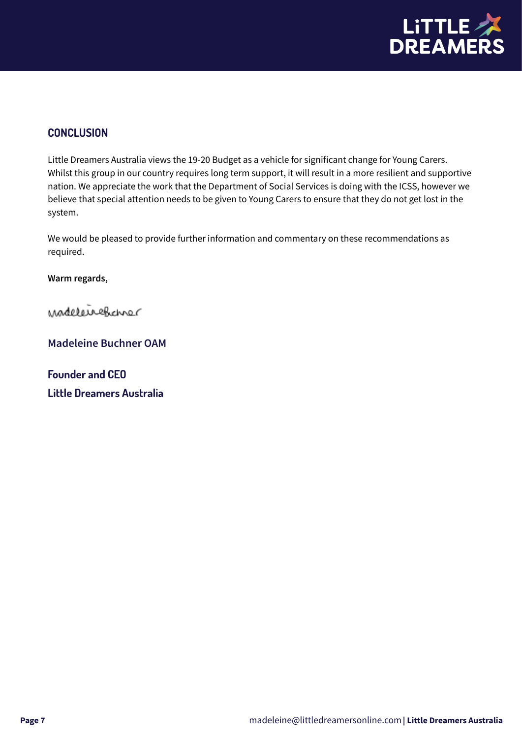## CONCLUSION

Little Dreamers Australia views the 19-20 Budget as a vehicle for significant change for Young Carers. Whilst this group in our country requires long term support, it will result in a more resilient and supportive nation. We appreciate the work that the Department of Social Services is doing with the ICSS, however we believe that special attention needs to be given to Young Carers to ensure that they do not get lost in the system.

We would be pleased to provide further information and commentary on these recommendations as required.

**Warm regards,**

**Madeleine Buchner OAM**

**Founder and CEO**
**Little Dreamers Australia**